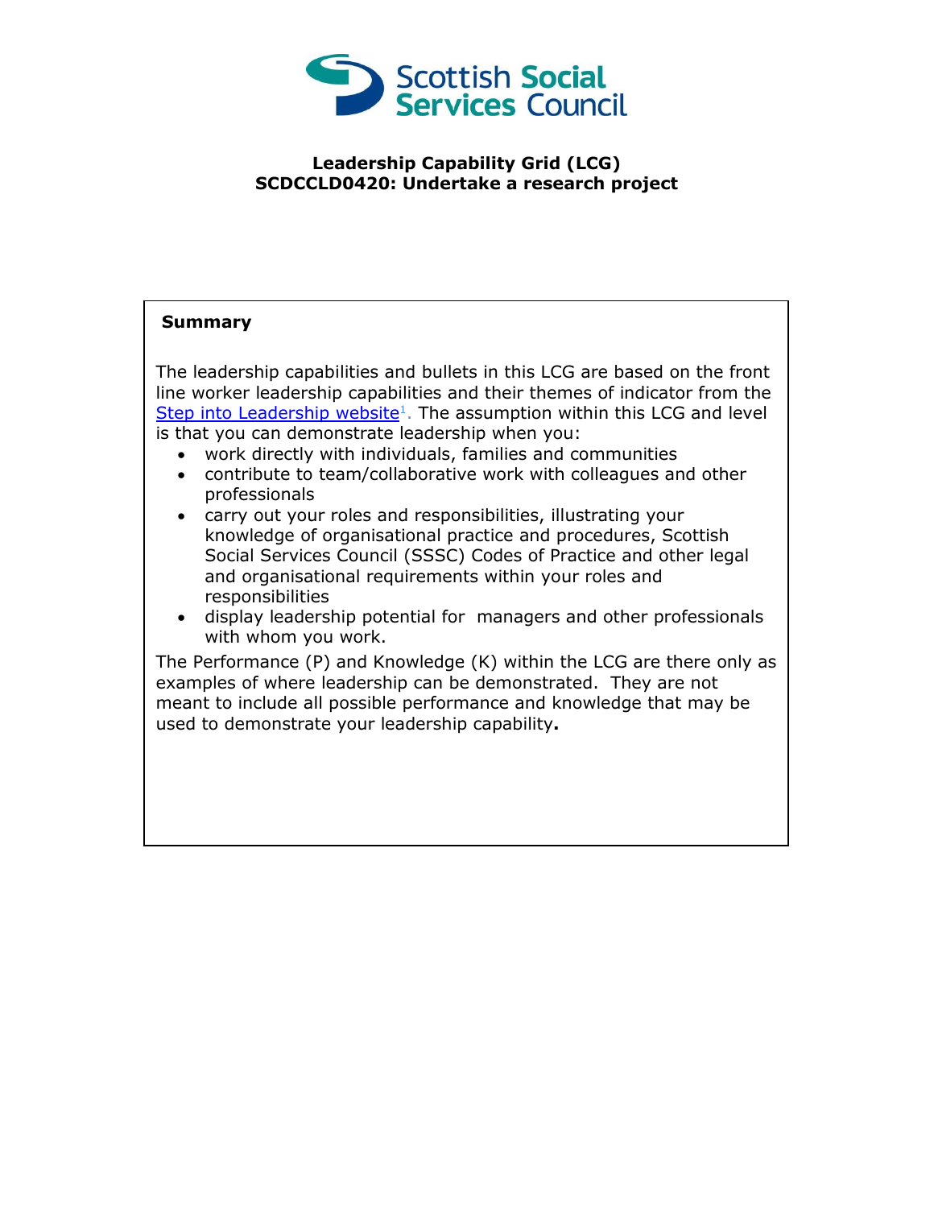Scottish Social Services Council

**Leadership Capability Grid (LCG)**
**SCDCCLD0420: Undertake a research project**

**Summary**

The leadership capabilities and bullets in this LCG are based on the front line worker leadership capabilities and their themes of indicator from the Step into Leadership website[1]. The assumption within this LCG and level is that you can demonstrate leadership when you:

- work directly with individuals, families and communities
- contribute to team/collaborative work with colleagues and other professionals
- carry out your roles and responsibilities, illustrating your knowledge of organisational practice and procedures, Scottish Social Services Council (SSSC) Codes of Practice and other legal and organisational requirements within your roles and responsibilities
- display leadership potential for managers and other professionals with whom you work.

The Performance (P) and Knowledge (K) within the LCG are there only as examples of where leadership can be demonstrated. They are not meant to include all possible performance and knowledge that may be used to demonstrate your leadership capability**.**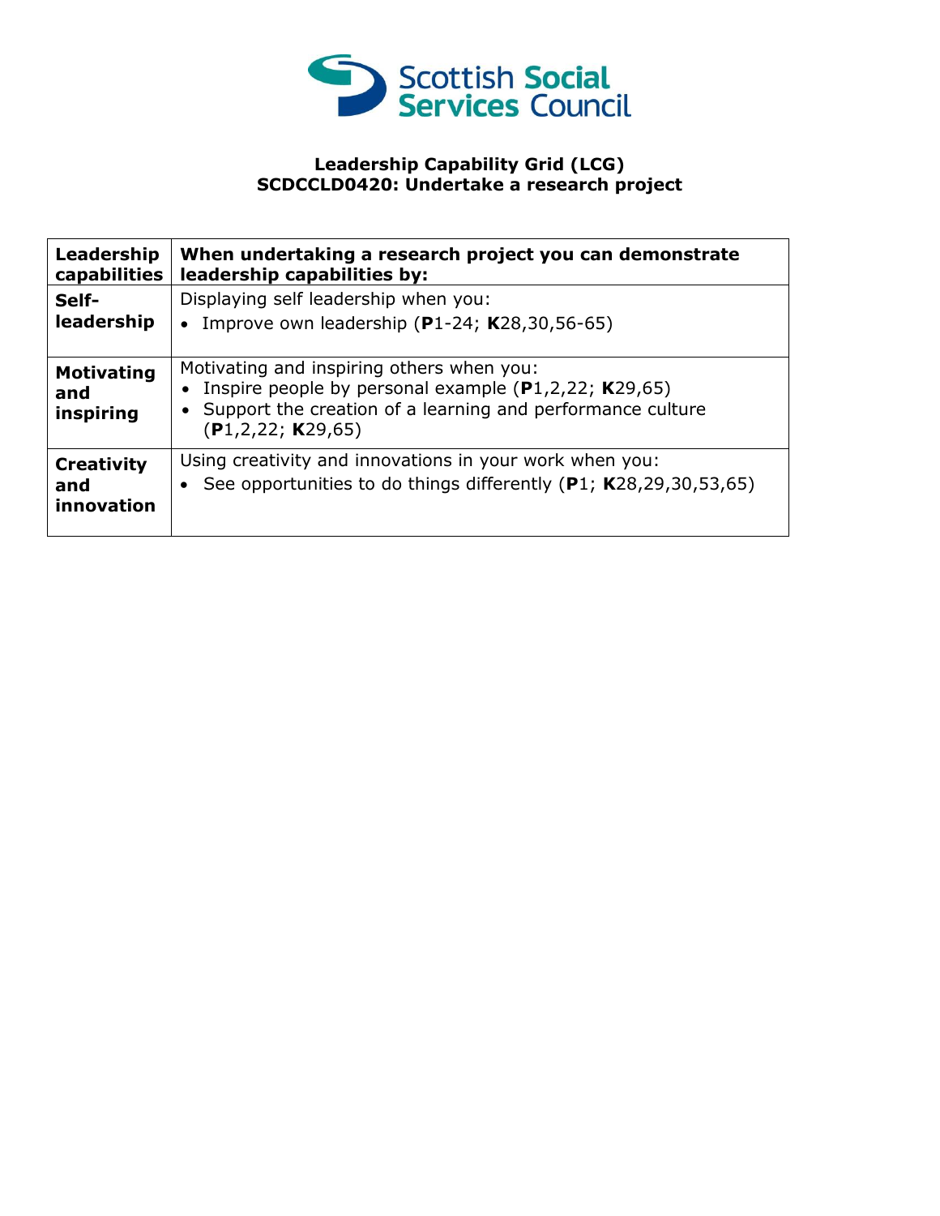Scottish Social Services Council

**Leadership Capability Grid (LCG)**
**SCDCCLD0420: Undertake a research project**

| **Leadership capabilities** | **When undertaking a research project you can demonstrate leadership capabilities by:** |
|---|---|
| **Self-leadership** | Displaying self leadership when you:<br>• Improve own leadership (**P**1-24; **K**28,30,56-65) |
| **Motivating and inspiring** | Motivating and inspiring others when you:<br>• Inspire people by personal example (**P**1,2,22; **K**29,65)<br>• Support the creation of a learning and performance culture (**P**1,2,22; **K**29,65) |
| **Creativity and innovation** | Using creativity and innovations in your work when you:<br>• See opportunities to do things differently (**P**1; **K**28,29,30,53,65) |